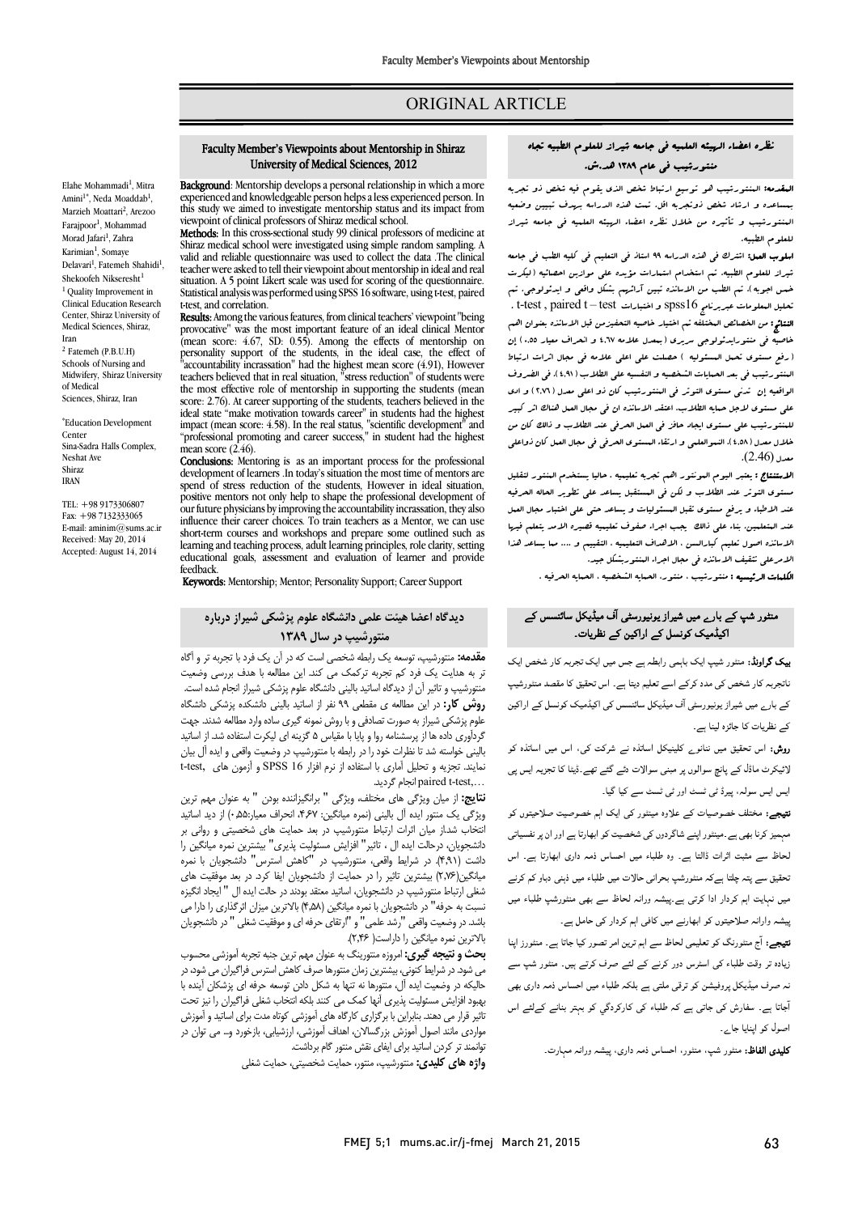# ORIGINAL ARTICLE

## Faculty Member's Viewpoints about Mentorship in Shiraz University of Medical Sciences, 2012

Elahe Mohammadi[1], Mitra Amini[1*], Neda Moaddab[1], Marzieh Moattari[2], Arezoo Farajpoor[1], Mohammad Morad Jafari[1], Zahra Karimian[1], Somaye Delavari[1], Fatemeh Shahidi[1], Shekoofeh Nikseresht[1]

[1] Quality Improvement in Clinical Education Research Center, Shiraz University of Medical Sciences, Shiraz, Iran

[2] Fatemeh (P.B.U.H) Schools of Nursing and Midwifery, Shiraz University of Medical Sciences, Shiraz, Iran

*Education Development Center
Sina-Sadra Halls Complex, Neshat Ave
Shiraz
IRAN

TEL: +98 9173306807
Fax: +98 7132333065
E-mail: aminim@sums.ac.ir
Received: May 20, 2014
Accepted: August 14, 2014

**Background**: Mentorship develops a personal relationship in which a more experienced and knowledgeable person helps a less experienced person. In this study we aimed to investigate mentorship status and its impact from viewpoint of clinical professors of Shiraz medical school.

**Methods**: In this cross-sectional study 99 clinical professors of medicine at Shiraz medical school were investigated using simple random sampling. A valid and reliable questionnaire was used to collect the data .The clinical teacher were asked to tell their viewpoint about mentorship in ideal and real situation. A 5 point Likert scale was used for scoring of the questionnaire. Statistical analysis was performed using SPSS 16 software, using t-test, paired t-test, and correlation.

**Results**: Among the various features, from clinical teachers' viewpoint "being provocative" was the most important feature of an ideal clinical Mentor (mean score: 4.67, SD: 0.55). Among the effects of mentorship on personality support of the students, in the ideal case, the effect of "accountability incrassation" had the highest mean score (4.91), However teachers believed that in real situation, "stress reduction" of students were the most effective role of mentorship in supporting the students (mean score: 2.76). At career supporting of the students, teachers believed in the ideal state "make motivation towards career" in students had the highest impact (mean score: 4.58). In the real status, "scientific development" and "professional promoting and career success," in student had the highest mean score (2.46).

**Conclusions**: Mentoring is as an important process for the professional development of learners .In today's situation the most time of mentors are spend of stress reduction of the students, However in ideal situation, positive mentors not only help to shape the professional development of our future physicians by improving the accountability incrassation, they also influence their career choices. To train teachers as a Mentor, we can use short-term courses and workshops and prepare some outlined such as learning and teaching process, adult learning principles, role clarity, setting educational goals, assessment and evaluation of learner and provide feedback.

**Keywords**: Mentorship; Mentor; Personality Support; Career Support

## دیدگاه اعضا هیئت علمی دانشگاه علوم پزشکی شیراز درباره منتورشیپ در سال ۱۳۸۹

**مقدمه:** منتورشیپ، توسعه یک رابطه شخصی است که در آن یک فرد با تجربه تر و آگاه تر به هدایت یک فرد کم تجربه ترکمک می کند. این مطالعه با هدف بررسی وضعیت منتورشیپ و تاثیر آن از دیدگاه اساتید بالینی دانشگاه علوم پزشکی شیراز انجام شده است.

**روش کار:** در این مطالعه ی مقطعی ۹۹ نفر از اساتید بالینی دانشکده پزشکی دانشگاه علوم پزشکی شیراز به صورت تصادفی و با روش نمونه گیری ساده وارد مطالعه شدند. جهت گردآوری داده ها از پرسشنامه روا و پایا با مقیاس ۵ گزینه ای لیکرت استفاده شد. از اساتید بالینی خواسته شد تا نظرات خود را در رابطه با منتورشیپ در وضعیت واقعی و ایده آل بیان نمایند. تجزیه و تحلیل آماری با استفاده از نرم افزار SPSS 16 و آزمون های t-test, paired t-test,... انجام گردید.

**نتایج:** از میان ویژگی های مختلف، ویژگی " برانگیزاننده بودن " به عنوان مهم ترین ویژگی یک منتور ایده آل بالینی (نمره میانگین: ۴،۶۷، انحراف معیار:۰،۵۵) از دید اساتید انتخاب شد.از میان اثرات ارتباط منتورشیپ در بعد حمایت های شخصیتی و روانی بر دانشجویان، درحالت ایده ال ، تاثیر" افزایش مسئولیت پذیری" بیشترین نمره میانگین را داشت (۴،۹۱). در شرایط واقعی، منتورشیپ در "کاهش استرس" دانشجویان با نمره میانگین(۲،۷۶) بیشترین تاثیر را در حمایت از دانشجویان ایفا کرد. در بعد موفقیت های شغلی ارتباط منتورشیپ در دانشجویان، اساتید معتقد بودند در حالت ایده ال " ایجاد انگیزه نسبت به حرفه" در دانشجویان با نمره میانگین (۴،۵۸) بالاترین میزان اثرگذاری را دارا می باشد. در وضعیت واقعی "رشد علمی" و "ارتقای حرفه ای و موفقیت شغلی " در دانشجویان بالاترین نمره میانگین را داراست (۲،۴۶).

**بحث و نتیجه گیری:** امروزه منتورینگ به عنوان مهم ترین جنبه تجربه آموزشی محسوب می شود. در شرایط کنونی، بیشترین زمان منتورها صرف کاهش استرس فراگیران می شود، در حالیکه در وضعیت ایده آل، منتورها نه تنها به شکل دادن توسعه حرفه ای پزشکان آینده با بهبود افزایش مسئولیت پذیری آنها کمک می کنند بلکه انتخاب شغلی فراگیران را نیز تحت تاثیر قرار می دهند. بنابراین با برگزاری کارگاه های آموزشی کوتاه مدت برای اساتید و آموزش مواردی مانند اصول آموزش بزرگسالان، اهداف آموزشی، ارزشیابی، بازخورد و... می توان در توانمند تر کردن اساتید برای ایفای نقش منتور گام برداشت.

**واژه های کلیدی:** منتورشیپ، منتور، حمایت شخصیتی، حمایت شغلی

## نظره اعضاء الهیئة العلمیة فی جامعة شیراز للعلوم الطبیة تجاه منتورشیب فی عام ۱۳۸۹ هـ.ش.

**المقدمة:** المنتورشیب هو توسیع ارتباط شخص الذی یقوم فیه شخص ذو تجربة بمساعدة و ارشاد شخص ذوتجربة اقل. تمت هذه الدراسة بهدف تبیین وضعیة المنتورشیب و تأثیره من خلال نظرة اعضاء الهیئة العلمیة فی جامعة شیراز للعلوم الطبیة.

**اسلوب العمل:** اشترک فی هذه الدراسة ۹۹ استاذ فی التعلیم فی کلیة الطب فی جامعة شیراز للعلوم الطبیة. تم استخدام استمارات مؤیدة علی موازین احصائیة (لیکرت خمس اجوبة)، تم الطب من الاساتذة تبیین آرائهم بشکل واقعی و ایدئولوجی. تم تحلیل المعلومات عبر برنامج spss16 و اختبارات t-test , paired t – test .

**النتائج:** من الخصائص المختلفة تم اختیار خاصیة التحفیز من قبل الاساتذة بعنوان اهم خاصیة فی منتورایدئولوجی سریری (بمعدل علامة ٤،٦٧ و انحراف معیار ٠،٥٥) إن (رفع مستوی تحمل المسئولیة) حصلت علی اعلی علامة فی مجال اثرات ارتباط المنتورشیب فی بعد الحمایات الشخصیة و النفسیة علی الطلاب (٤،٩١). فی الظروف الواقعیة إن تدنی مستوی التوتر فی المنتورشیب کان ذو اعلی معدل (٢،٧٦) و ادی علی مستوی لاجل حمایة الطلاب. اعتقد الاساتذة ان فی مجال العمل هناک اثر کبیر للمنتورشیب علی مستوی ایجاد حافز فی العمل الحرفی عند الطلاب و ذالک کان من خلال معدل (٤،٥٨). النموالعلمی و ارتقاء المستوی الحرفی فی مجال العمل کان ذواعلی معدل (2.46).

**الاستنتاج:** یعتبر الیوم المونتور اهم تجربة تعلیمیة ، حالیا یستخدم المنتور لتقلیل مستوی التوتر عند الطلاب و لکن فی المستقبل یساعد علی تطویر الحالة الحرفیة عند الاطباء و یرفع مستوی تقبل المسئولیات و یساعد حتی علی اختیار مجال العمل عند المتعلمین. بناء علی ذالک یجب اجراء صفوف تعلیمیة قصیرة الامد یتعلم فیها الاساتذة اصول تعلیم کبارالسن ، الاهداف التعلیمیة ، التقییم و .... مما یساعد هذا الامرعلی تثقیف الاساتذة فی مجال اجراء المنتورشیب بشکل جید.

**الکلمات الرئیسیة :** منتورشیب ، منتور، الحمایة الشخصیة ، الحمایة الحرفیة .

## منتور شپ کے بارے میں شیراز یونیورسٹی آف میڈیکل سائنسس کے اکیڈمیک کونسل کے اراکین کے نظریات۔

**بیک گراونڈ:** منتور شپ ایک باہمی رابطہ ہے جس میں ایک تجربہ کار شخص ایک ناتجربہ کار شخص کی مدد کرکے اسے تعلیم دیتا ہے۔ اس تحقیق کا مقصد منتورشپ کے بارے میں شیراز یونیورسٹی آف میڈیکل سائنسس کی اکیڈمیک کونسل کے اراکین کے نظریات کا جائزہ لینا ہے۔

**روش:** اس تحقیق میں ننانوے کلینیکل اساتذہ نے شرکت کی، اس میں اساتذہ کو لائیکرٹ ماڈل کے پانچ سوالوں پر مبنی سوالات دئے گئے تھے۔ڈیٹا کا تجزیہ ایس پی ایس ایس سولہ، پیرڈ ٹی ٹسٹ اور ٹی ٹسٹ سے کیا گیا۔

**نتیجے:** مختلف خصوصیات کے علاوہ مینٹور کی ایک اہم خصوصیت صلاحیتوں کو مہمیز کرنا بھی ہے۔مینٹور اپنے شاگردوں کی شخصیت کو ابھارتا ہے اور ان پر نفسیاتی لحاظ سے مثبت اثرات ڈالتا ہے۔ وہ طلباء میں احساس ذمہ داری ابھارتا ہے۔ اس تحقیق سے پتہ چلتا ہےکہ منتورشپ بحرانی حالات میں طلباء میں ذہنی دباو کم کرنے میں نہایت اہم کردار ادا کرتی ہے۔پیشہ ورانہ لحاظ سے بھی منتورشپ طلباء میں پیشہ ورانہ صلاحیتوں کو ابھارنے میں کافی اہم کردار کی حامل ہے۔

**نتیجے:** آج منتورنگ کو تعلیمی لحاظ سے اہم ترین امر تصور کیا جاتا ہے۔ منتورز اپنا زیادہ تر وقت طلباء کی اسٹرس دور کرنے کے لئے صرف کرتے ہیں۔ منتور شپ سے نہ صرف میڈیکل پروفیشن کو ترقی ملتی ہے بلکہ طلباء میں احساس ذمہ داری بھی آجاتا ہے۔ سفارش کی جاتی ہے کہ طلباء کی کارکردگي کو بہتر بنانے کےلئے اس اصول کو اپنایا جائے۔

**کلیدی الفاظ:** منتور شپ، منتور، احساس ذمہ داری، پیشہ ورانہ مہارت۔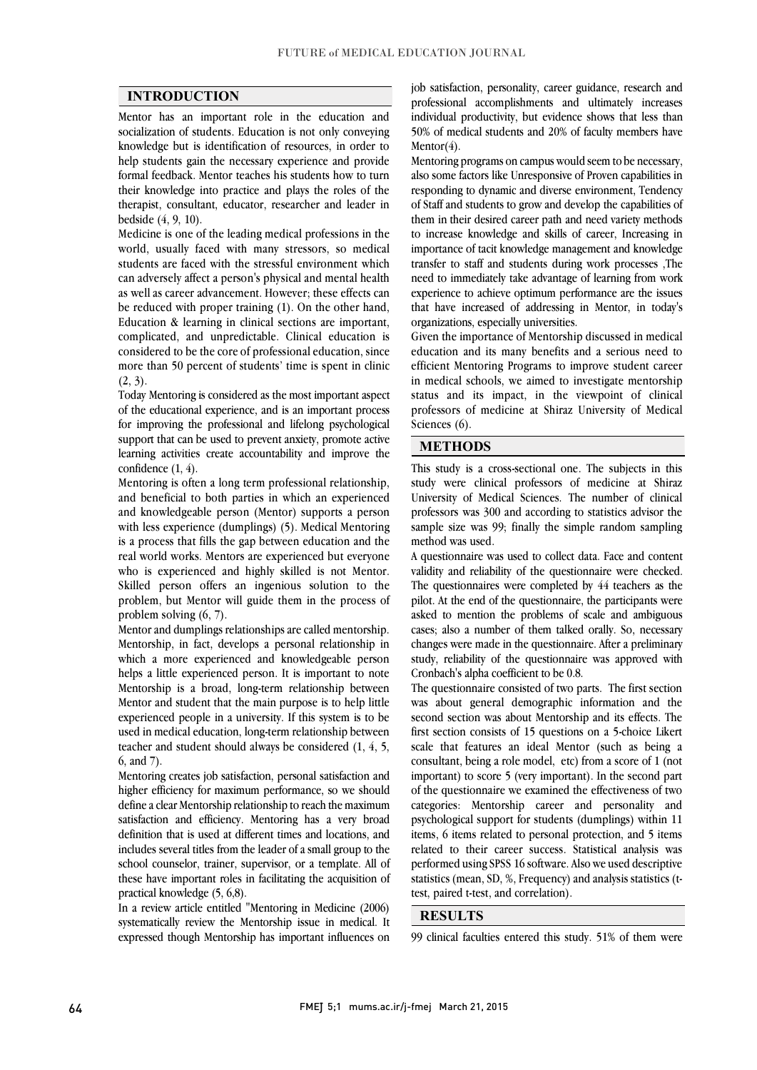## INTRODUCTION

Mentor has an important role in the education and socialization of students. Education is not only conveying knowledge but is identification of resources, in order to help students gain the necessary experience and provide formal feedback. Mentor teaches his students how to turn their knowledge into practice and plays the roles of the therapist, consultant, educator, researcher and leader in bedside (4, 9, 10).

Medicine is one of the leading medical professions in the world, usually faced with many stressors, so medical students are faced with the stressful environment which can adversely affect a person's physical and mental health as well as career advancement. However; these effects can be reduced with proper training (1). On the other hand, Education & learning in clinical sections are important, complicated, and unpredictable. Clinical education is considered to be the core of professional education, since more than 50 percent of students' time is spent in clinic (2, 3).

Today Mentoring is considered as the most important aspect of the educational experience, and is an important process for improving the professional and lifelong psychological support that can be used to prevent anxiety, promote active learning activities create accountability and improve the confidence (1, 4).

Mentoring is often a long term professional relationship, and beneficial to both parties in which an experienced and knowledgeable person (Mentor) supports a person with less experience (dumplings) (5). Medical Mentoring is a process that fills the gap between education and the real world works. Mentors are experienced but everyone who is experienced and highly skilled is not Mentor. Skilled person offers an ingenious solution to the problem, but Mentor will guide them in the process of problem solving (6, 7).

Mentor and dumplings relationships are called mentorship. Mentorship, in fact, develops a personal relationship in which a more experienced and knowledgeable person helps a little experienced person. It is important to note Mentorship is a broad, long-term relationship between Mentor and student that the main purpose is to help little experienced people in a university. If this system is to be used in medical education, long-term relationship between teacher and student should always be considered (1, 4, 5, 6, and 7).

Mentoring creates job satisfaction, personal satisfaction and higher efficiency for maximum performance, so we should define a clear Mentorship relationship to reach the maximum satisfaction and efficiency. Mentoring has a very broad definition that is used at different times and locations, and includes several titles from the leader of a small group to the school counselor, trainer, supervisor, or a template. All of these have important roles in facilitating the acquisition of practical knowledge (5, 6,8).

In a review article entitled "Mentoring in Medicine (2006) systematically review the Mentorship issue in medical. It expressed though Mentorship has important influences on job satisfaction, personality, career guidance, research and professional accomplishments and ultimately increases individual productivity, but evidence shows that less than 50% of medical students and 20% of faculty members have Mentor(4).

Mentoring programs on campus would seem to be necessary, also some factors like Unresponsive of Proven capabilities in responding to dynamic and diverse environment, Tendency of Staff and students to grow and develop the capabilities of them in their desired career path and need variety methods to increase knowledge and skills of career, Increasing in importance of tacit knowledge management and knowledge transfer to staff and students during work processes ,The need to immediately take advantage of learning from work experience to achieve optimum performance are the issues that have increased of addressing in Mentor, in today's organizations, especially universities.

Given the importance of Mentorship discussed in medical education and its many benefits and a serious need to efficient Mentoring Programs to improve student career in medical schools, we aimed to investigate mentorship status and its impact, in the viewpoint of clinical professors of medicine at Shiraz University of Medical Sciences (6).

## METHODS

This study is a cross-sectional one. The subjects in this study were clinical professors of medicine at Shiraz University of Medical Sciences. The number of clinical professors was 300 and according to statistics advisor the sample size was 99; finally the simple random sampling method was used.

A questionnaire was used to collect data. Face and content validity and reliability of the questionnaire were checked. The questionnaires were completed by 44 teachers as the pilot. At the end of the questionnaire, the participants were asked to mention the problems of scale and ambiguous cases; also a number of them talked orally. So, necessary changes were made in the questionnaire. After a preliminary study, reliability of the questionnaire was approved with Cronbach's alpha coefficient to be 0.8.

The questionnaire consisted of two parts. The first section was about general demographic information and the second section was about Mentorship and its effects. The first section consists of 15 questions on a 5-choice Likert scale that features an ideal Mentor (such as being a consultant, being a role model, etc) from a score of 1 (not important) to score 5 (very important). In the second part of the questionnaire we examined the effectiveness of two categories: Mentorship career and personality and psychological support for students (dumplings) within 11 items, 6 items related to personal protection, and 5 items related to their career success. Statistical analysis was performed using SPSS 16 software. Also we used descriptive statistics (mean, SD, %, Frequency) and analysis statistics (t-test, paired t-test, and correlation).

## RESULTS

99 clinical faculties entered this study. 51% of them were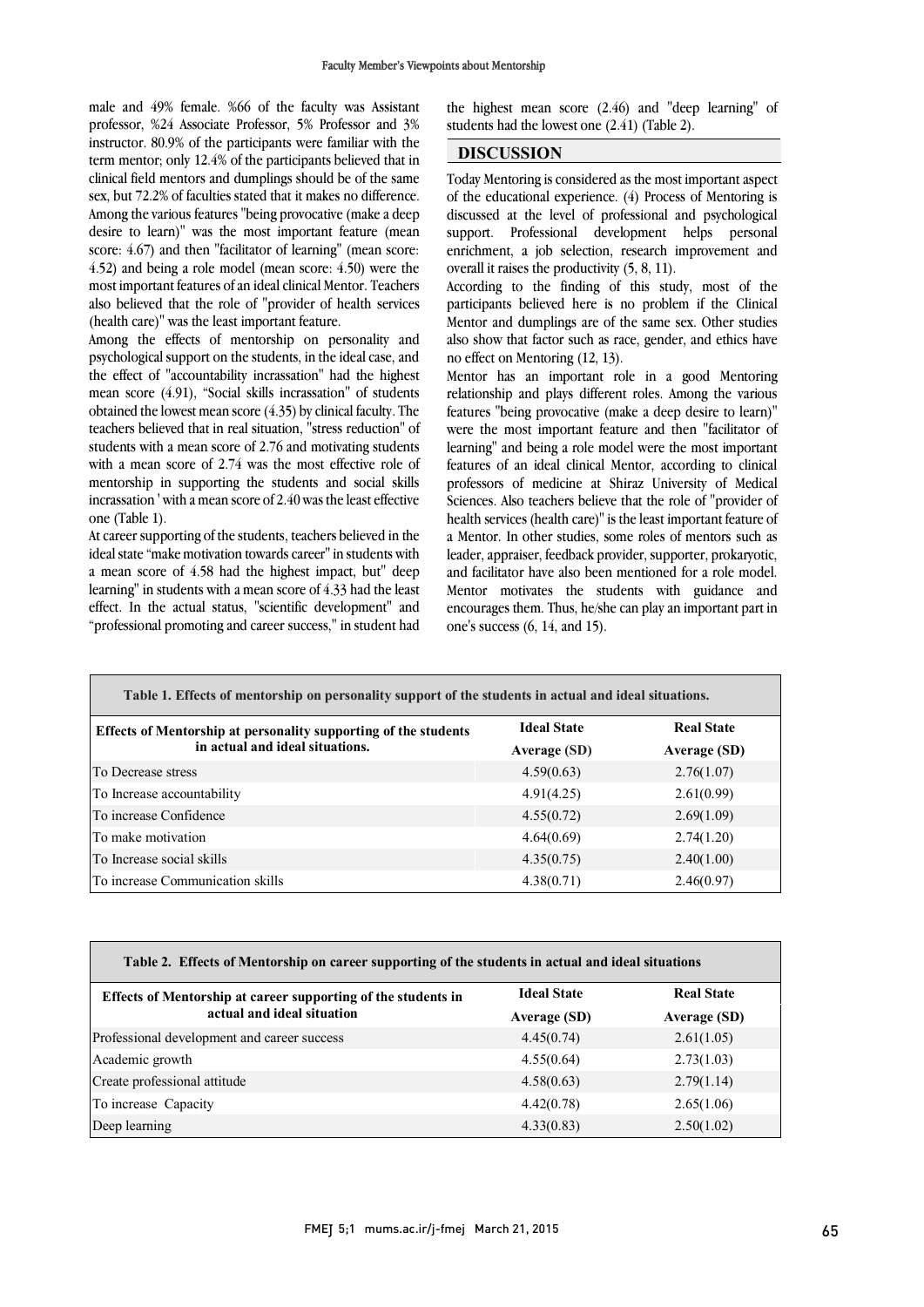male and 49% female. %66 of the faculty was Assistant professor, %24 Associate Professor, 5% Professor and 3% instructor. 80.9% of the participants were familiar with the term mentor; only 12.4% of the participants believed that in clinical field mentors and dumplings should be of the same sex, but 72.2% of faculties stated that it makes no difference. Among the various features "being provocative (make a deep desire to learn)" was the most important feature (mean score: 4.67) and then "facilitator of learning" (mean score: 4.52) and being a role model (mean score: 4.50) were the most important features of an ideal clinical Mentor. Teachers also believed that the role of "provider of health services (health care)" was the least important feature.

Among the effects of mentorship on personality and psychological support on the students, in the ideal case, and the effect of "accountability incrassation" had the highest mean score (4.91), "Social skills incrassation" of students obtained the lowest mean score (4.35) by clinical faculty. The teachers believed that in real situation, "stress reduction" of students with a mean score of 2.76 and motivating students with a mean score of 2.74 was the most effective role of mentorship in supporting the students and social skills incrassation ' with a mean score of 2.40 was the least effective one (Table 1).

At career supporting of the students, teachers believed in the ideal state "make motivation towards career" in students with a mean score of 4.58 had the highest impact, but" deep learning" in students with a mean score of 4.33 had the least effect. In the actual status, "scientific development" and "professional promoting and career success," in student had the highest mean score (2.46) and "deep learning" of students had the lowest one (2.41) (Table 2).

## DISCUSSION

Today Mentoring is considered as the most important aspect of the educational experience. (4) Process of Mentoring is discussed at the level of professional and psychological support. Professional development helps personal enrichment, a job selection, research improvement and overall it raises the productivity (5, 8, 11).

According to the finding of this study, most of the participants believed here is no problem if the Clinical Mentor and dumplings are of the same sex. Other studies also show that factor such as race, gender, and ethics have no effect on Mentoring (12, 13).

Mentor has an important role in a good Mentoring relationship and plays different roles. Among the various features "being provocative (make a deep desire to learn)" were the most important feature and then "facilitator of learning" and being a role model were the most important features of an ideal clinical Mentor, according to clinical professors of medicine at Shiraz University of Medical Sciences. Also teachers believe that the role of "provider of health services (health care)" is the least important feature of a Mentor. In other studies, some roles of mentors such as leader, appraiser, feedback provider, supporter, prokaryotic, and facilitator have also been mentioned for a role model. Mentor motivates the students with guidance and encourages them. Thus, he/she can play an important part in one's success (6, 14, and 15).

**Table 1. Effects of mentorship on personality support of the students in actual and ideal situations.**

| Effects of Mentorship at personality supporting of the students in actual and ideal situations. | Ideal State Average (SD) | Real State Average (SD) |
|---|---|---|
| To Decrease stress | 4.59(0.63) | 2.76(1.07) |
| To Increase accountability | 4.91(4.25) | 2.61(0.99) |
| To increase Confidence | 4.55(0.72) | 2.69(1.09) |
| To make motivation | 4.64(0.69) | 2.74(1.20) |
| To Increase social skills | 4.35(0.75) | 2.40(1.00) |
| To increase Communication skills | 4.38(0.71) | 2.46(0.97) |

**Table 2. Effects of Mentorship on career supporting of the students in actual and ideal situations**

| Effects of Mentorship at career supporting of the students in actual and ideal situation | Ideal State Average (SD) | Real State Average (SD) |
|---|---|---|
| Professional development and career success | 4.45(0.74) | 2.61(1.05) |
| Academic growth | 4.55(0.64) | 2.73(1.03) |
| Create professional attitude | 4.58(0.63) | 2.79(1.14) |
| To increase Capacity | 4.42(0.78) | 2.65(1.06) |
| Deep learning | 4.33(0.83) | 2.50(1.02) |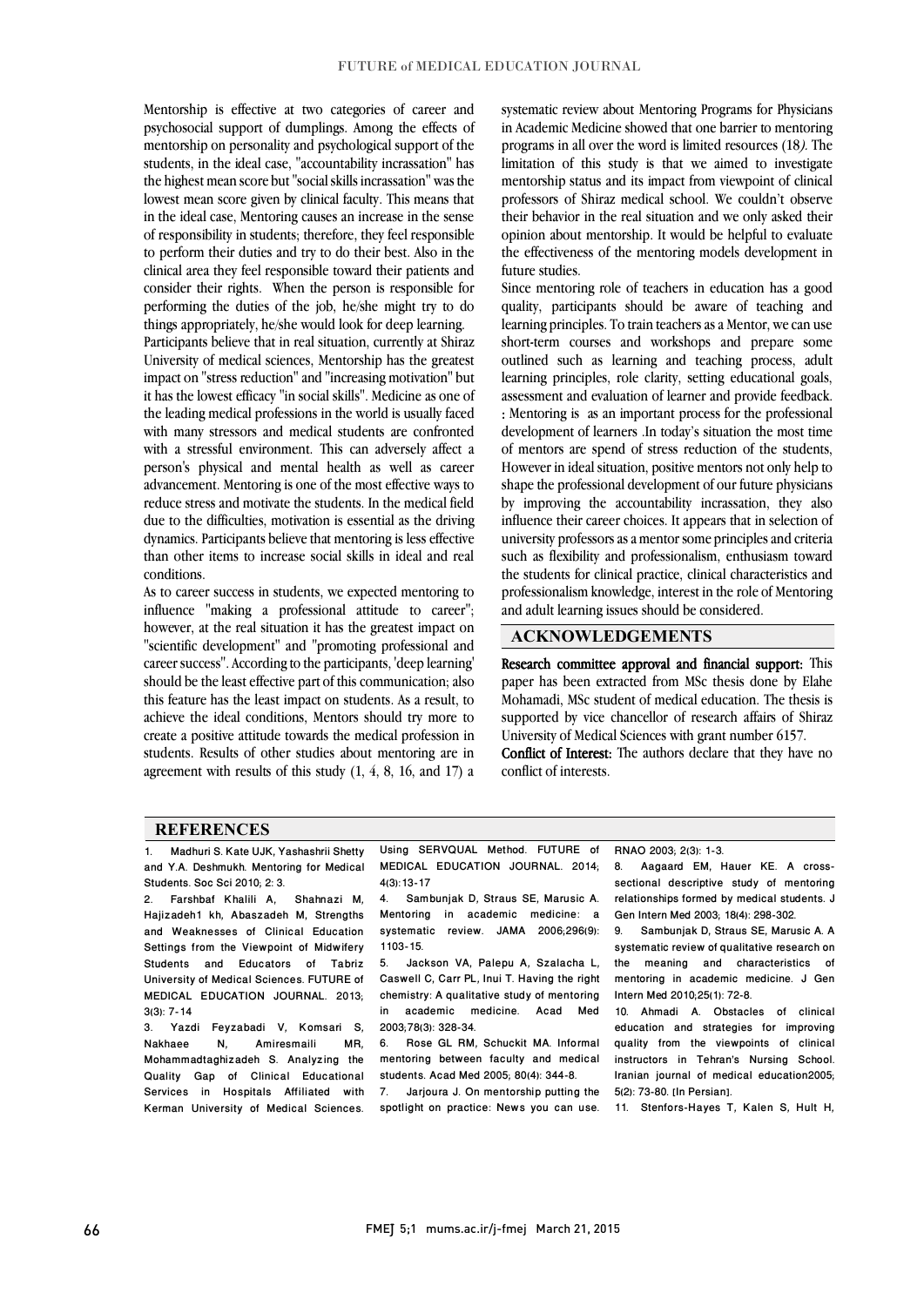Mentorship is effective at two categories of career and psychosocial support of dumplings. Among the effects of mentorship on personality and psychological support of the students, in the ideal case, "accountability incrassation" has the highest mean score but "social skills incrassation" was the lowest mean score given by clinical faculty. This means that in the ideal case, Mentoring causes an increase in the sense of responsibility in students; therefore, they feel responsible to perform their duties and try to do their best. Also in the clinical area they feel responsible toward their patients and consider their rights. When the person is responsible for performing the duties of the job, he/she might try to do things appropriately, he/she would look for deep learning.

Participants believe that in real situation, currently at Shiraz University of medical sciences, Mentorship has the greatest impact on "stress reduction" and "increasing motivation" but it has the lowest efficacy "in social skills". Medicine as one of the leading medical professions in the world is usually faced with many stressors and medical students are confronted with a stressful environment. This can adversely affect a person's physical and mental health as well as career advancement. Mentoring is one of the most effective ways to reduce stress and motivate the students. In the medical field due to the difficulties, motivation is essential as the driving dynamics. Participants believe that mentoring is less effective than other items to increase social skills in ideal and real conditions.

As to career success in students, we expected mentoring to influence "making a professional attitude to career"; however, at the real situation it has the greatest impact on "scientific development" and "promoting professional and career success". According to the participants, 'deep learning' should be the least effective part of this communication; also this feature has the least impact on students. As a result, to achieve the ideal conditions, Mentors should try more to create a positive attitude towards the medical profession in students. Results of other studies about mentoring are in agreement with results of this study (1, 4, 8, 16, and 17) a systematic review about Mentoring Programs for Physicians in Academic Medicine showed that one barrier to mentoring programs in all over the word is limited resources (18*).* The limitation of this study is that we aimed to investigate mentorship status and its impact from viewpoint of clinical professors of Shiraz medical school. We couldn't observe their behavior in the real situation and we only asked their opinion about mentorship. It would be helpful to evaluate the effectiveness of the mentoring models development in future studies.

Since mentoring role of teachers in education has a good quality, participants should be aware of teaching and learning principles. To train teachers as a Mentor, we can use short-term courses and workshops and prepare some outlined such as learning and teaching process, adult learning principles, role clarity, setting educational goals, assessment and evaluation of learner and provide feedback. **:** Mentoring is as an important process for the professional development of learners .In today's situation the most time of mentors are spend of stress reduction of the students, However in ideal situation, positive mentors not only help to shape the professional development of our future physicians by improving the accountability incrassation, they also influence their career choices. It appears that in selection of university professors as a mentor some principles and criteria such as flexibility and professionalism, enthusiasm toward the students for clinical practice, clinical characteristics and professionalism knowledge, interest in the role of Mentoring and adult learning issues should be considered.

## ACKNOWLEDGEMENTS

**Research committee approval and financial support:** This paper has been extracted from MSc thesis done by Elahe Mohamadi, MSc student of medical education. The thesis is supported by vice chancellor of research affairs of Shiraz University of Medical Sciences with grant number 6157.

**Conflict of Interest:** The authors declare that they have no conflict of interests.

## REFERENCES

1. Madhuri S. Kate UJK, Yashashrii Shetty and Y.A. Deshmukh. Mentoring for Medical Students. Soc Sci 2010; 2: 3.
2. Farshbaf Khalili A, Shahnazi M, Hajizadeh1 kh, Abaszadeh M, Strengths and Weaknesses of Clinical Education Settings from the Viewpoint of Midwifery Students and Educators of Tabriz University of Medical Sciences. FUTURE of MEDICAL EDUCATION JOURNAL. 2013; 3(3): 7-14
3. Yazdi Feyzabadi V, Komsari S, Nakhaee N, Amiresmaili MR, Mohammadtaghizadeh S. Analyzing the Quality Gap of Clinical Educational Services in Hospitals Affiliated with Kerman University of Medical Sciences. Using SERVQUAL Method. FUTURE of MEDICAL EDUCATION JOURNAL. 2014; 4(3):13-17
4. Sambunjak D, Straus SE, Marusic A. Mentoring in academic medicine: a systematic review. JAMA 2006;296(9): 1103-15.
5. Jackson VA, Palepu A, Szalacha L, Caswell C, Carr PL, Inui T. Having the right chemistry: A qualitative study of mentoring in academic medicine. Acad Med 2003;78(3): 328-34.
6. Rose GL RM, Schuckit MA. Informal mentoring between faculty and medical students. Acad Med 2005; 80(4): 344-8.
7. Jarjoura J. On mentorship putting the spotlight on practice: News you can use. RNAO 2003; 2(3): 1-3.
8. Aagaard EM, Hauer KE. A cross-sectional descriptive study of mentoring relationships formed by medical students. J Gen Intern Med 2003; 18(4): 298-302.
9. Sambunjak D, Straus SE, Marusic A. A systematic review of qualitative research on the meaning and characteristics of mentoring in academic medicine. J Gen Intern Med 2010;25(1): 72-8.
10. Ahmadi A. Obstacles of clinical education and strategies for improving quality from the viewpoints of clinical instructors in Tehran's Nursing School. Iranian journal of medical education2005; 5(2): 73-80. [In Persian].
11. Stenfors-Hayes T, Kalen S, Hult H,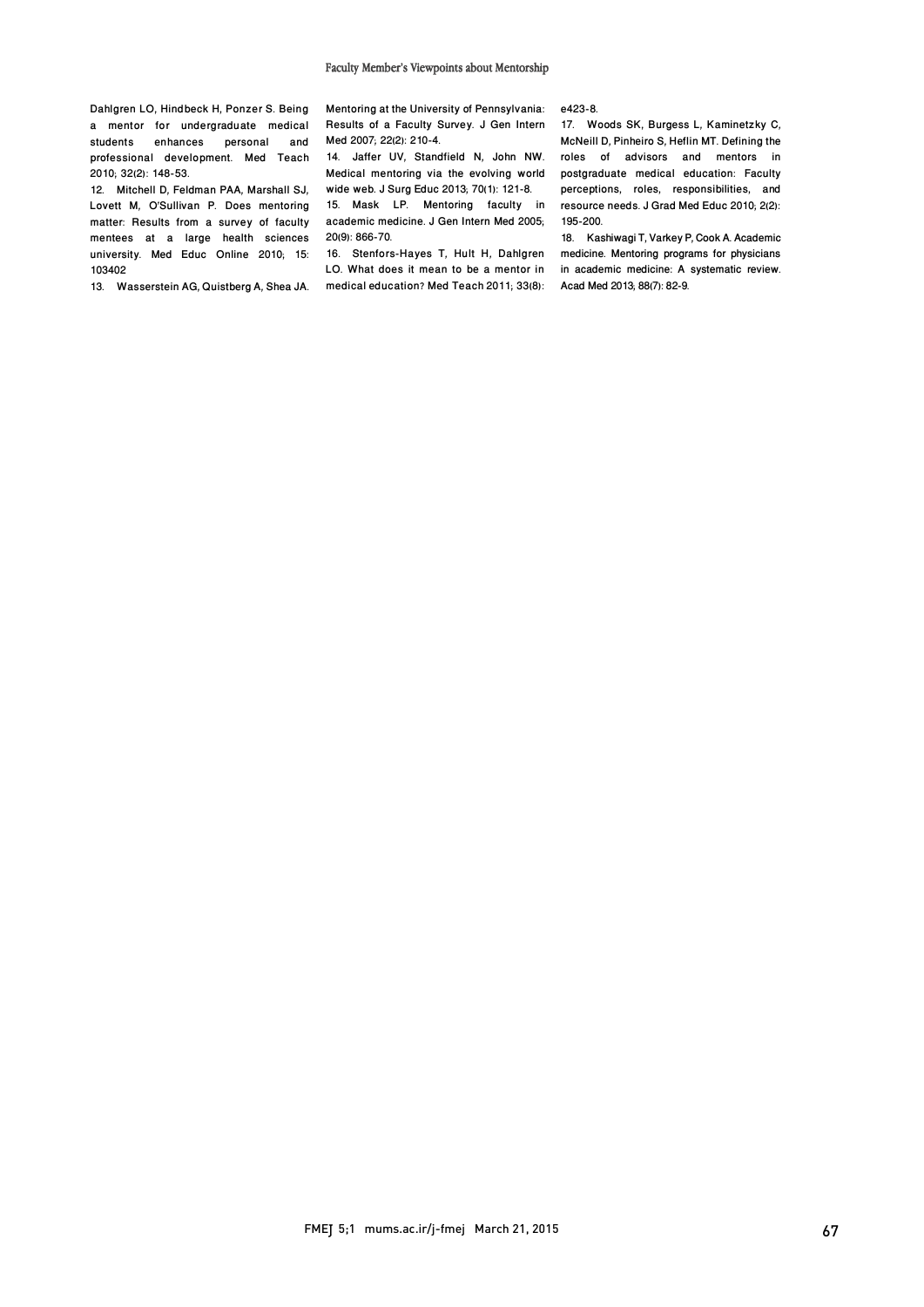Dahlgren LO, Hindbeck H, Ponzer S. Being a mentor for undergraduate medical students enhances personal and professional development. Med Teach 2010; 32(2): 148-53.

12. Mitchell D, Feldman PAA, Marshall SJ, Lovett M, O'Sullivan P. Does mentoring matter: Results from a survey of faculty mentees at a large health sciences university. Med Educ Online 2010; 15: 103402

13. Wasserstein AG, Quistberg A, Shea JA. Mentoring at the University of Pennsylvania: Results of a Faculty Survey. J Gen Intern Med 2007; 22(2): 210-4.

14. Jaffer UV, Standfield N, John NW. Medical mentoring via the evolving world wide web. J Surg Educ 2013; 70(1): 121-8.

15. Mask LP. Mentoring faculty in academic medicine. J Gen Intern Med 2005; 20(9): 866-70.

16. Stenfors-Hayes T, Hult H, Dahlgren LO. What does it mean to be a mentor in medical education? Med Teach 2011; 33(8): e423-8.

17. Woods SK, Burgess L, Kaminetzky C, McNeill D, Pinheiro S, Heflin MT. Defining the roles of advisors and mentors in postgraduate medical education: Faculty perceptions, roles, responsibilities, and resource needs. J Grad Med Educ 2010; 2(2): 195-200.

18. Kashiwagi T, Varkey P, Cook A. Academic medicine. Mentoring programs for physicians in academic medicine: A systematic review. Acad Med 2013; 88(7): 82-9.